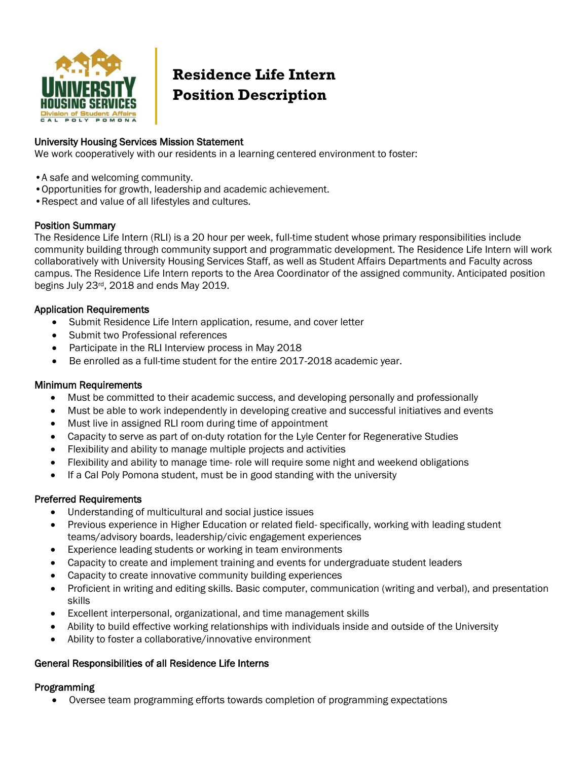# Residence Life Intern Position Description

## University Housing Services Mission Statement

We work cooperatively with our residents in a learning centered environment to foster:

- A safe and welcoming community.
- Opportunities for growth, leadership and academic achievement.
- Respect and value of all lifestyles and cultures.

## Position Summary

The Residence Life Intern (RLI) is a 20 hour per week, full-time student whose primary responsibilities include community building through community support and programmatic development. The Residence Life Intern will work collaboratively with University Housing Services Staff, as well as Student Affairs Departments and Faculty across campus. The Residence Life Intern reports to the Area Coordinator of the assigned community. Anticipated position begins July 23rd, 2018 and ends May 2019.

## Application Requirements

- Submit Residence Life Intern application, resume, and cover letter
- Submit two Professional references
- Participate in the RLI Interview process in May 2018
- Be enrolled as a full-time student for the entire 2017-2018 academic year.

## Minimum Requirements

- Must be committed to their academic success, and developing personally and professionally
- Must be able to work independently in developing creative and successful initiatives and events
- Must live in assigned RLI room during time of appointment
- Capacity to serve as part of on-duty rotation for the Lyle Center for Regenerative Studies
- Flexibility and ability to manage multiple projects and activities
- Flexibility and ability to manage time- role will require some night and weekend obligations
- If a Cal Poly Pomona student, must be in good standing with the university

## Preferred Requirements

- Understanding of multicultural and social justice issues
- Previous experience in Higher Education or related field- specifically, working with leading student teams/advisory boards, leadership/civic engagement experiences
- Experience leading students or working in team environments
- Capacity to create and implement training and events for undergraduate student leaders
- Capacity to create innovative community building experiences
- Proficient in writing and editing skills. Basic computer, communication (writing and verbal), and presentation skills
- Excellent interpersonal, organizational, and time management skills
- Ability to build effective working relationships with individuals inside and outside of the University
- Ability to foster a collaborative/innovative environment

## General Responsibilities of all Residence Life Interns

### Programming

- Oversee team programming efforts towards completion of programming expectations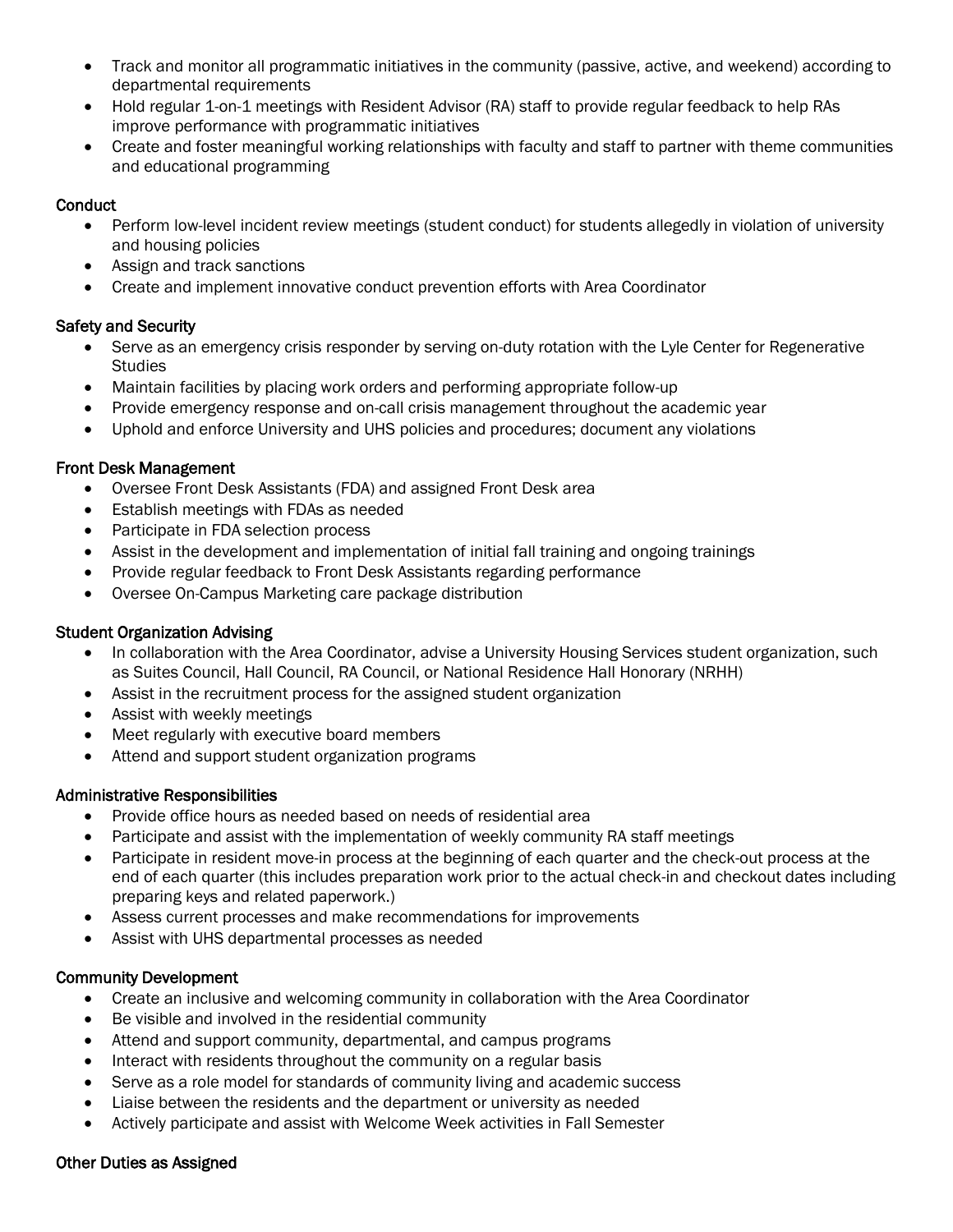- Track and monitor all programmatic initiatives in the community (passive, active, and weekend) according to departmental requirements
- Hold regular 1-on-1 meetings with Resident Advisor (RA) staff to provide regular feedback to help RAs improve performance with programmatic initiatives
- Create and foster meaningful working relationships with faculty and staff to partner with theme communities and educational programming

### Conduct

- Perform low-level incident review meetings (student conduct) for students allegedly in violation of university and housing policies
- Assign and track sanctions
- Create and implement innovative conduct prevention efforts with Area Coordinator

### Safety and Security

- Serve as an emergency crisis responder by serving on-duty rotation with the Lyle Center for Regenerative Studies
- Maintain facilities by placing work orders and performing appropriate follow-up
- Provide emergency response and on-call crisis management throughout the academic year
- Uphold and enforce University and UHS policies and procedures; document any violations

### Front Desk Management

- Oversee Front Desk Assistants (FDA) and assigned Front Desk area
- Establish meetings with FDAs as needed
- Participate in FDA selection process
- Assist in the development and implementation of initial fall training and ongoing trainings
- Provide regular feedback to Front Desk Assistants regarding performance
- Oversee On-Campus Marketing care package distribution

### Student Organization Advising

- In collaboration with the Area Coordinator, advise a University Housing Services student organization, such as Suites Council, Hall Council, RA Council, or National Residence Hall Honorary (NRHH)
- Assist in the recruitment process for the assigned student organization
- Assist with weekly meetings
- Meet regularly with executive board members
- Attend and support student organization programs

### Administrative Responsibilities

- Provide office hours as needed based on needs of residential area
- Participate and assist with the implementation of weekly community RA staff meetings
- Participate in resident move-in process at the beginning of each quarter and the check-out process at the end of each quarter (this includes preparation work prior to the actual check-in and checkout dates including preparing keys and related paperwork.)
- Assess current processes and make recommendations for improvements
- Assist with UHS departmental processes as needed

### Community Development

- Create an inclusive and welcoming community in collaboration with the Area Coordinator
- Be visible and involved in the residential community
- Attend and support community, departmental, and campus programs
- Interact with residents throughout the community on a regular basis
- Serve as a role model for standards of community living and academic success
- Liaise between the residents and the department or university as needed
- Actively participate and assist with Welcome Week activities in Fall Semester

### Other Duties as Assigned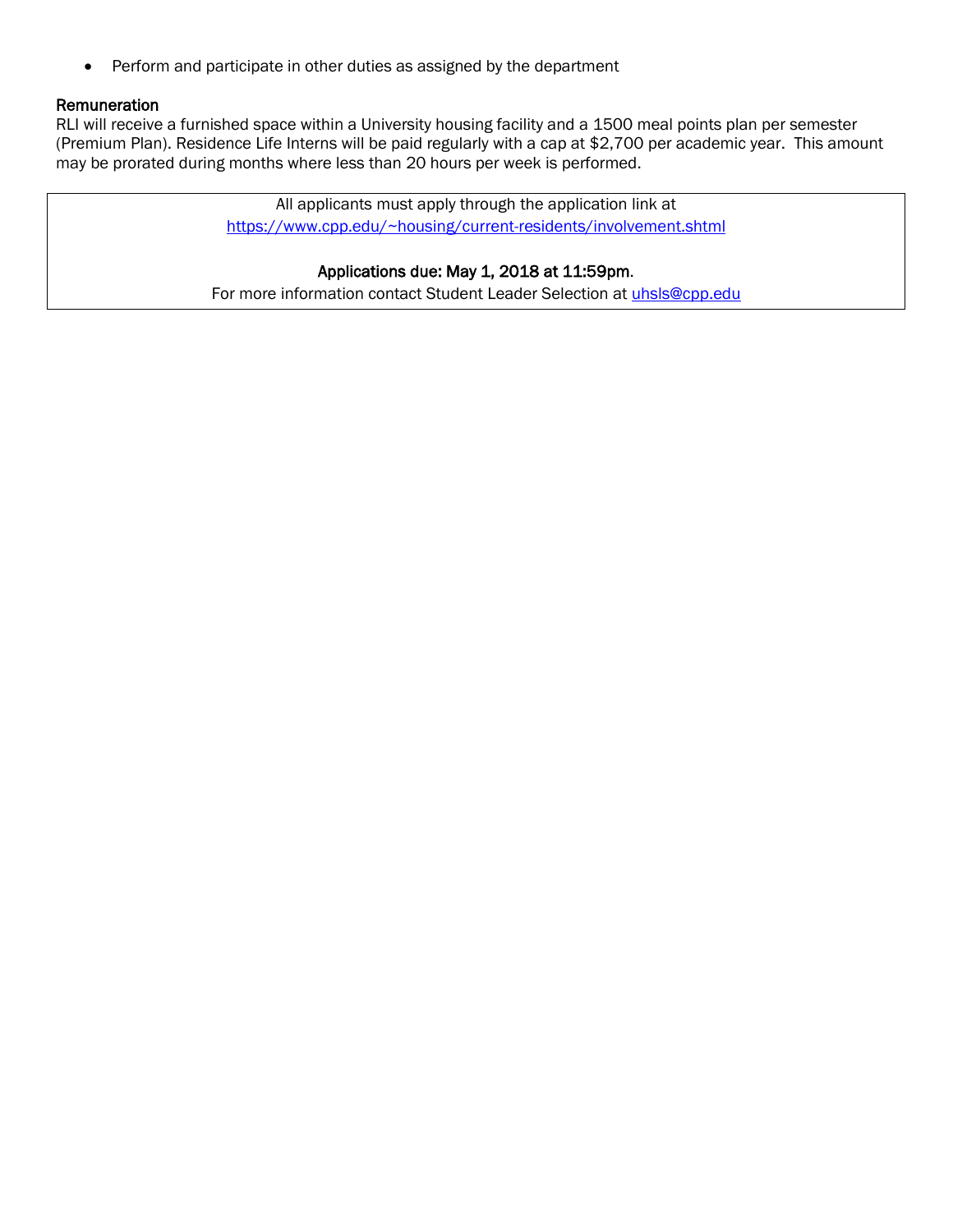- Perform and participate in other duties as assigned by the department

### Remuneration

RLI will receive a furnished space within a University housing facility and a 1500 meal points plan per semester (Premium Plan). Residence Life Interns will be paid regularly with a cap at $2,700 per academic year. This amount may be prorated during months where less than 20 hours per week is performed.

All applicants must apply through the application link at
https://www.cpp.edu/~housing/current-residents/involvement.shtml

**Applications due: May 1, 2018 at 11:59pm**.
For more information contact Student Leader Selection at uhsls@cpp.edu